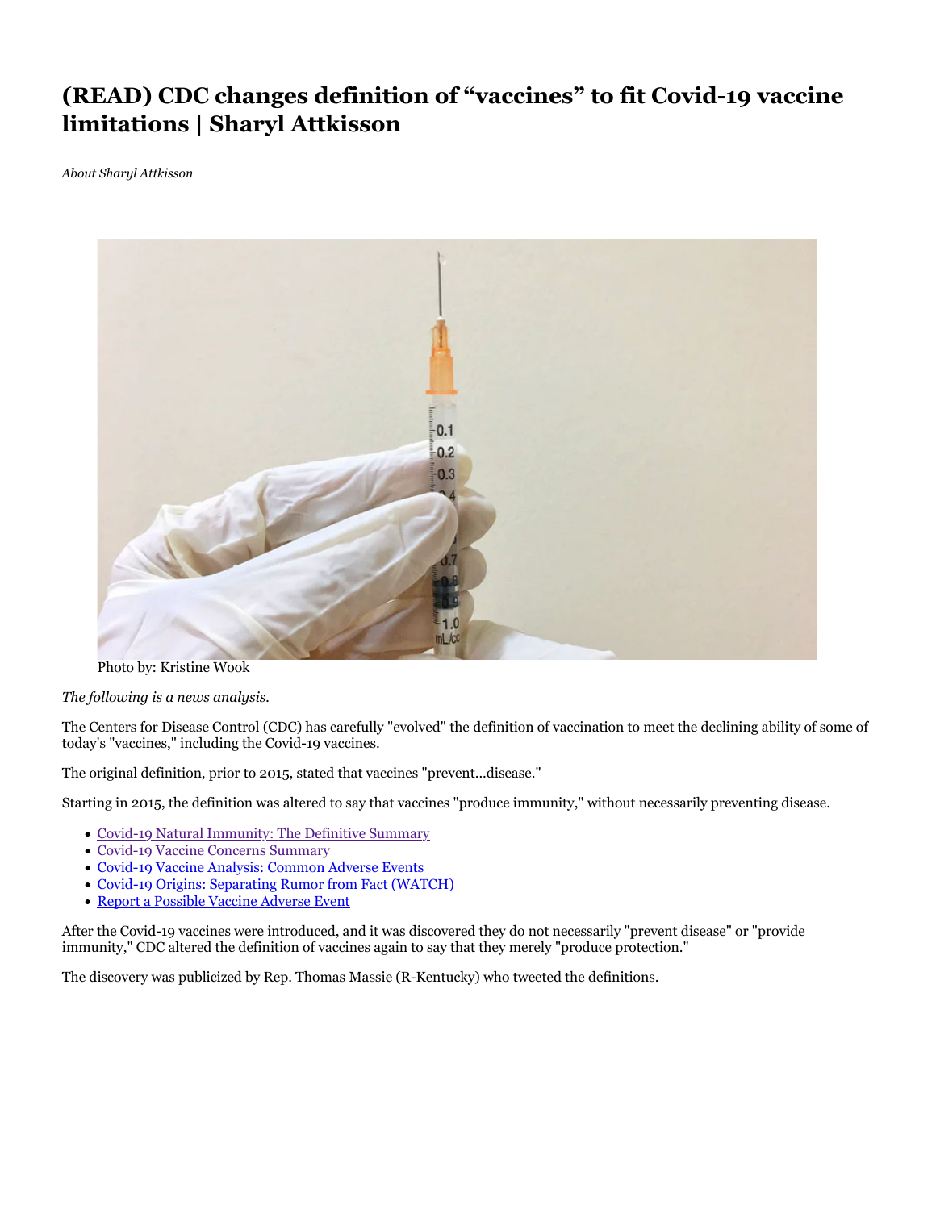# (READ) CDC changes definition of "vaccines" to fit Covid-19 vaccine limitations | Sharyl Attkisson

*About Sharyl Attkisson*

Photo by: Kristine Wook

*The following is a news analysis.*

The Centers for Disease Control (CDC) has carefully "evolved" the definition of vaccination to meet the declining ability of some of today's "vaccines," including the Covid-19 vaccines.

The original definition, prior to 2015, stated that vaccines "prevent…disease."

Starting in 2015, the definition was altered to say that vaccines "produce immunity," without necessarily preventing disease.

- Covid-19 Natural Immunity: The Definitive Summary
- Covid-19 Vaccine Concerns Summary
- Covid-19 Vaccine Analysis: Common Adverse Events
- Covid-19 Origins: Separating Rumor from Fact (WATCH)
- Report a Possible Vaccine Adverse Event

After the Covid-19 vaccines were introduced, and it was discovered they do not necessarily "prevent disease" or "provide immunity," CDC altered the definition of vaccines again to say that they merely "produce protection."

The discovery was publicized by Rep. Thomas Massie (R-Kentucky) who tweeted the definitions.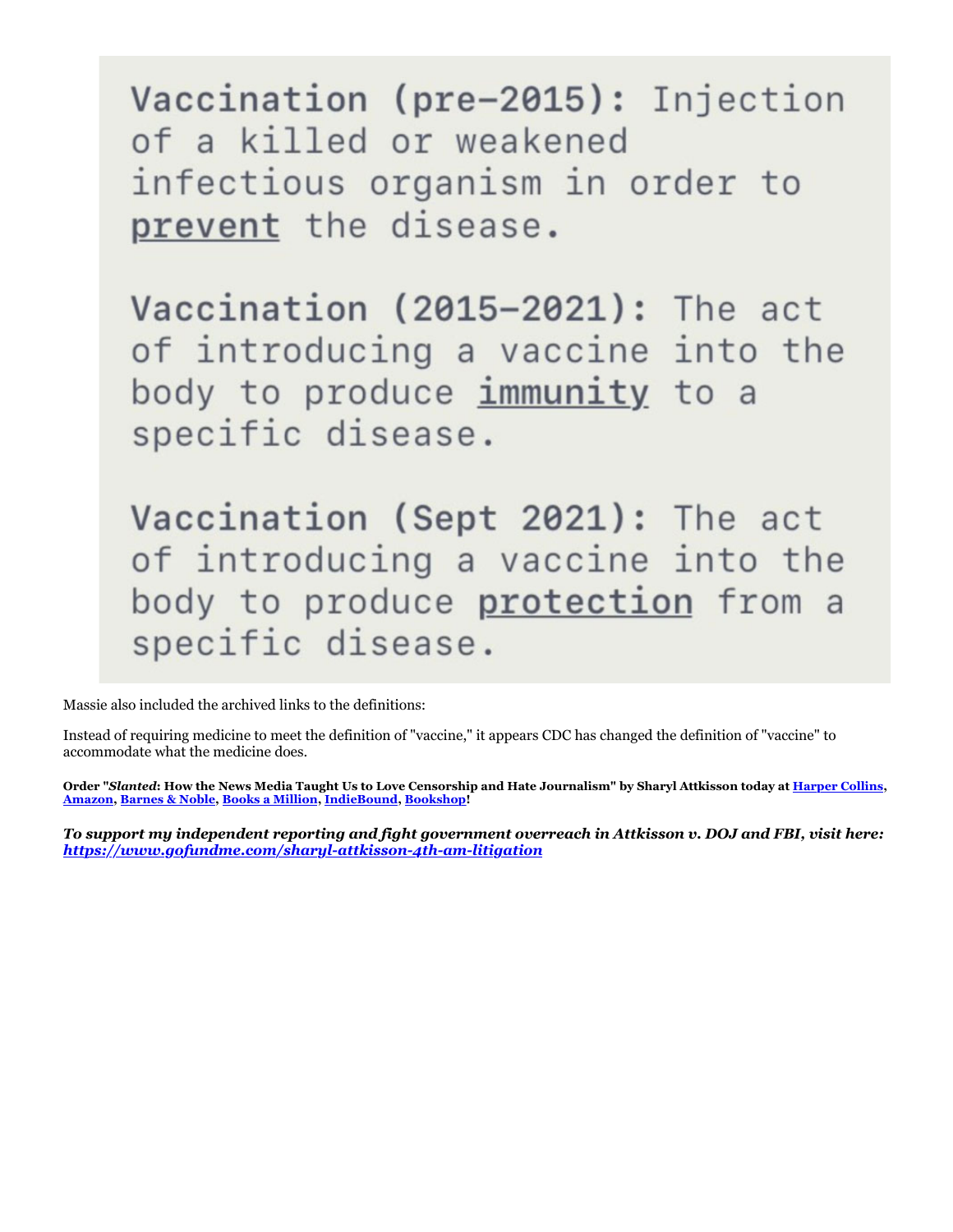**Vaccination (pre-2015):** Injection of a killed or weakened infectious organism in order to prevent the disease.

**Vaccination (2015-2021):** The act of introducing a vaccine into the body to produce immunity to a specific disease.

**Vaccination (Sept 2021):** The act of introducing a vaccine into the body to produce protection from a specific disease.

Massie also included the archived links to the definitions:

Instead of requiring medicine to meet the definition of "vaccine," it appears CDC has changed the definition of "vaccine" to accommodate what the medicine does.

**Order "*Slanted*: How the News Media Taught Us to Love Censorship and Hate Journalism" by Sharyl Attkisson today at Harper Collins, Amazon, Barnes & Noble, Books a Million, IndieBound, Bookshop!**

***To support my independent reporting and fight government overreach in Attkisson v. DOJ and FBI, visit here: https://www.gofundme.com/sharyl-attkisson-4th-am-litigation***